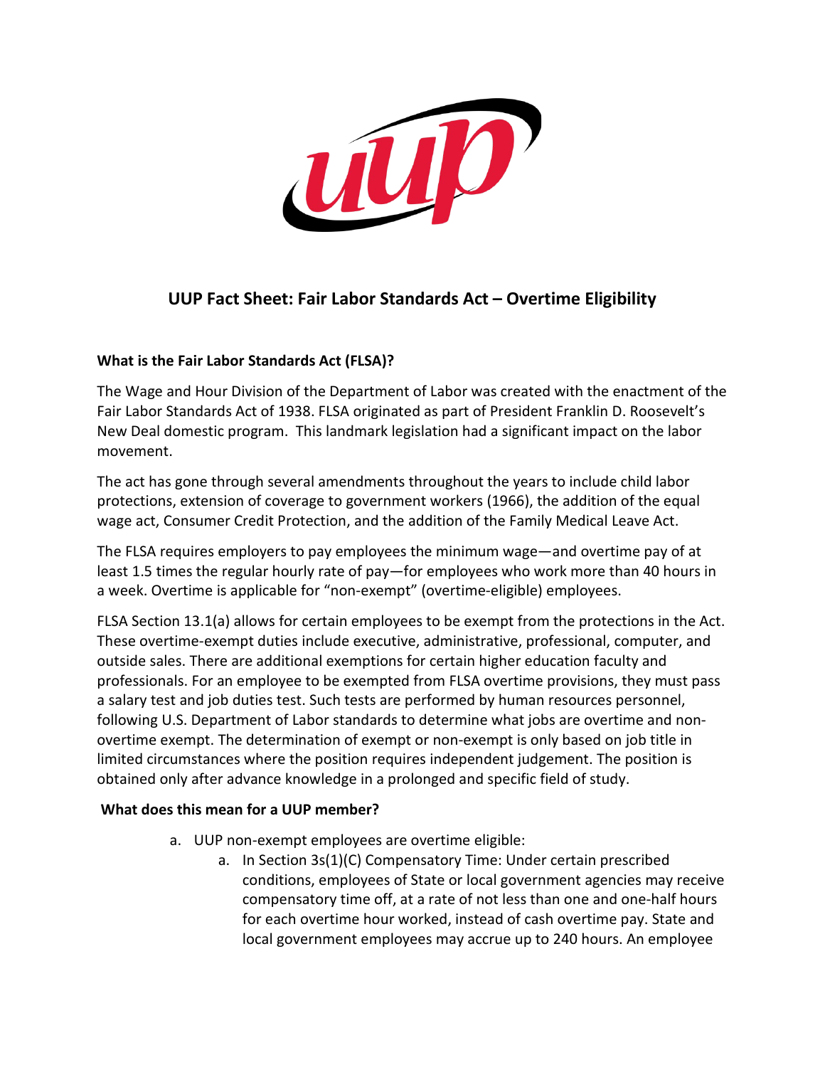# UUP Fact Sheet: Fair Labor Standards Act – Overtime Eligibility

**What is the Fair Labor Standards Act (FLSA)?**

The Wage and Hour Division of the Department of Labor was created with the enactment of the Fair Labor Standards Act of 1938. FLSA originated as part of President Franklin D. Roosevelt's New Deal domestic program. This landmark legislation had a significant impact on the labor movement.

The act has gone through several amendments throughout the years to include child labor protections, extension of coverage to government workers (1966), the addition of the equal wage act, Consumer Credit Protection, and the addition of the Family Medical Leave Act.

The FLSA requires employers to pay employees the minimum wage—and overtime pay of at least 1.5 times the regular hourly rate of pay—for employees who work more than 40 hours in a week. Overtime is applicable for "non-exempt" (overtime-eligible) employees.

FLSA Section 13.1(a) allows for certain employees to be exempt from the protections in the Act. These overtime-exempt duties include executive, administrative, professional, computer, and outside sales. There are additional exemptions for certain higher education faculty and professionals. For an employee to be exempted from FLSA overtime provisions, they must pass a salary test and job duties test. Such tests are performed by human resources personnel, following U.S. Department of Labor standards to determine what jobs are overtime and non-overtime exempt. The determination of exempt or non-exempt is only based on job title in limited circumstances where the position requires independent judgement. The position is obtained only after advance knowledge in a prolonged and specific field of study.

**What does this mean for a UUP member?**

a. UUP non-exempt employees are overtime eligible:
    a. In Section 3s(1)(C) Compensatory Time: Under certain prescribed conditions, employees of State or local government agencies may receive compensatory time off, at a rate of not less than one and one-half hours for each overtime hour worked, instead of cash overtime pay. State and local government employees may accrue up to 240 hours. An employee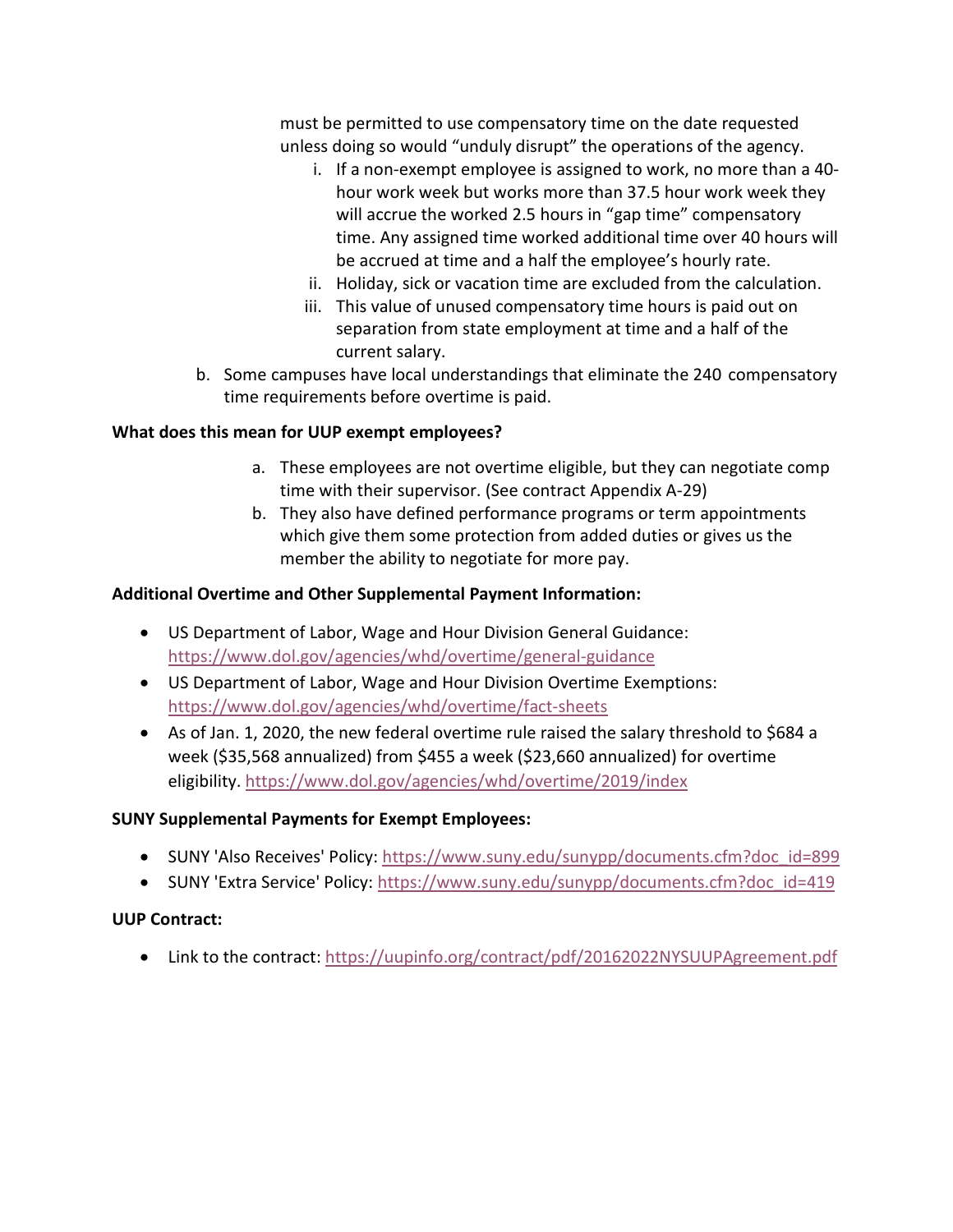must be permitted to use compensatory time on the date requested unless doing so would "unduly disrupt" the operations of the agency.

   i. If a non-exempt employee is assigned to work, no more than a 40-hour work week but works more than 37.5 hour work week they will accrue the worked 2.5 hours in "gap time" compensatory time. Any assigned time worked additional time over 40 hours will be accrued at time and a half the employee's hourly rate.
   ii. Holiday, sick or vacation time are excluded from the calculation.
   iii. This value of unused compensatory time hours is paid out on separation from state employment at time and a half of the current salary.

b. Some campuses have local understandings that eliminate the 240 compensatory time requirements before overtime is paid.

**What does this mean for UUP exempt employees?**

a. These employees are not overtime eligible, but they can negotiate comp time with their supervisor. (See contract Appendix A-29)
b. They also have defined performance programs or term appointments which give them some protection from added duties or gives us the member the ability to negotiate for more pay.

**Additional Overtime and Other Supplemental Payment Information:**

- US Department of Labor, Wage and Hour Division General Guidance: https://www.dol.gov/agencies/whd/overtime/general-guidance
- US Department of Labor, Wage and Hour Division Overtime Exemptions: https://www.dol.gov/agencies/whd/overtime/fact-sheets
- As of Jan. 1, 2020, the new federal overtime rule raised the salary threshold to $684 a week ($35,568 annualized) from $455 a week ($23,660 annualized) for overtime eligibility. https://www.dol.gov/agencies/whd/overtime/2019/index

**SUNY Supplemental Payments for Exempt Employees:**

- SUNY 'Also Receives' Policy: https://www.suny.edu/sunypp/documents.cfm?doc_id=899
- SUNY 'Extra Service' Policy: https://www.suny.edu/sunypp/documents.cfm?doc_id=419

**UUP Contract:**

- Link to the contract: https://uupinfo.org/contract/pdf/20162022NYSUUPAgreement.pdf